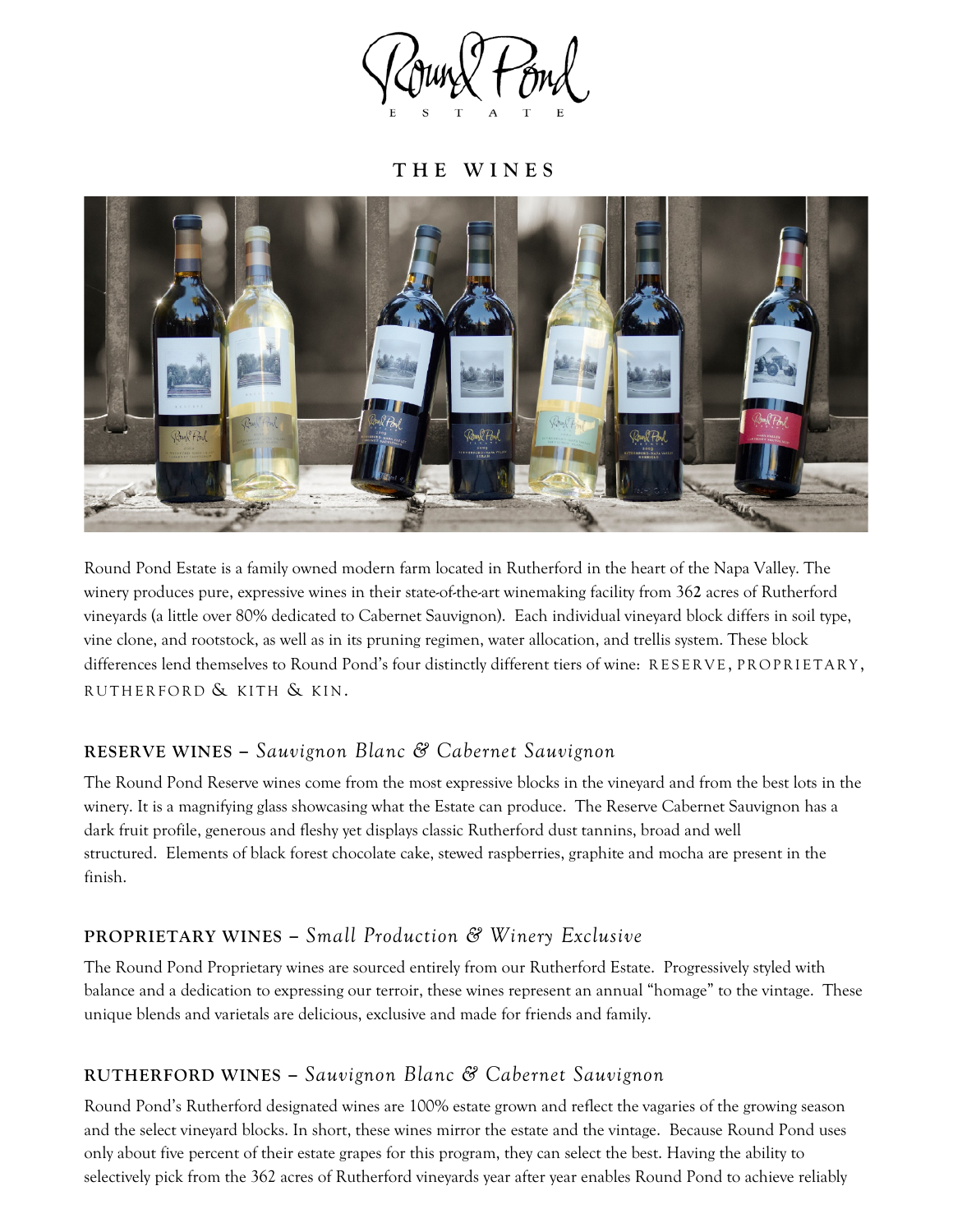# Round Pond ESTATE

## THE WINES

Round Pond Estate is a family owned modern farm located in Rutherford in the heart of the Napa Valley. The winery produces pure, expressive wines in their state-of-the-art winemaking facility from 362 acres of Rutherford vineyards (a little over 80% dedicated to Cabernet Sauvignon). Each individual vineyard block differs in soil type, vine clone, and rootstock, as well as in its pruning regimen, water allocation, and trellis system. These block differences lend themselves to Round Pond's four distinctly different tiers of wine: RESERVE, PROPRIETARY, RUTHERFORD & KITH & KIN.

### RESERVE WINES – *Sauvignon Blanc & Cabernet Sauvignon*

The Round Pond Reserve wines come from the most expressive blocks in the vineyard and from the best lots in the winery. It is a magnifying glass showcasing what the Estate can produce. The Reserve Cabernet Sauvignon has a dark fruit profile, generous and fleshy yet displays classic Rutherford dust tannins, broad and well structured. Elements of black forest chocolate cake, stewed raspberries, graphite and mocha are present in the finish.

### PROPRIETARY WINES – *Small Production & Winery Exclusive*

The Round Pond Proprietary wines are sourced entirely from our Rutherford Estate. Progressively styled with balance and a dedication to expressing our terroir, these wines represent an annual "homage" to the vintage. These unique blends and varietals are delicious, exclusive and made for friends and family.

### RUTHERFORD WINES – *Sauvignon Blanc & Cabernet Sauvignon*

Round Pond's Rutherford designated wines are 100% estate grown and reflect the vagaries of the growing season and the select vineyard blocks. In short, these wines mirror the estate and the vintage. Because Round Pond uses only about five percent of their estate grapes for this program, they can select the best. Having the ability to selectively pick from the 362 acres of Rutherford vineyards year after year enables Round Pond to achieve reliably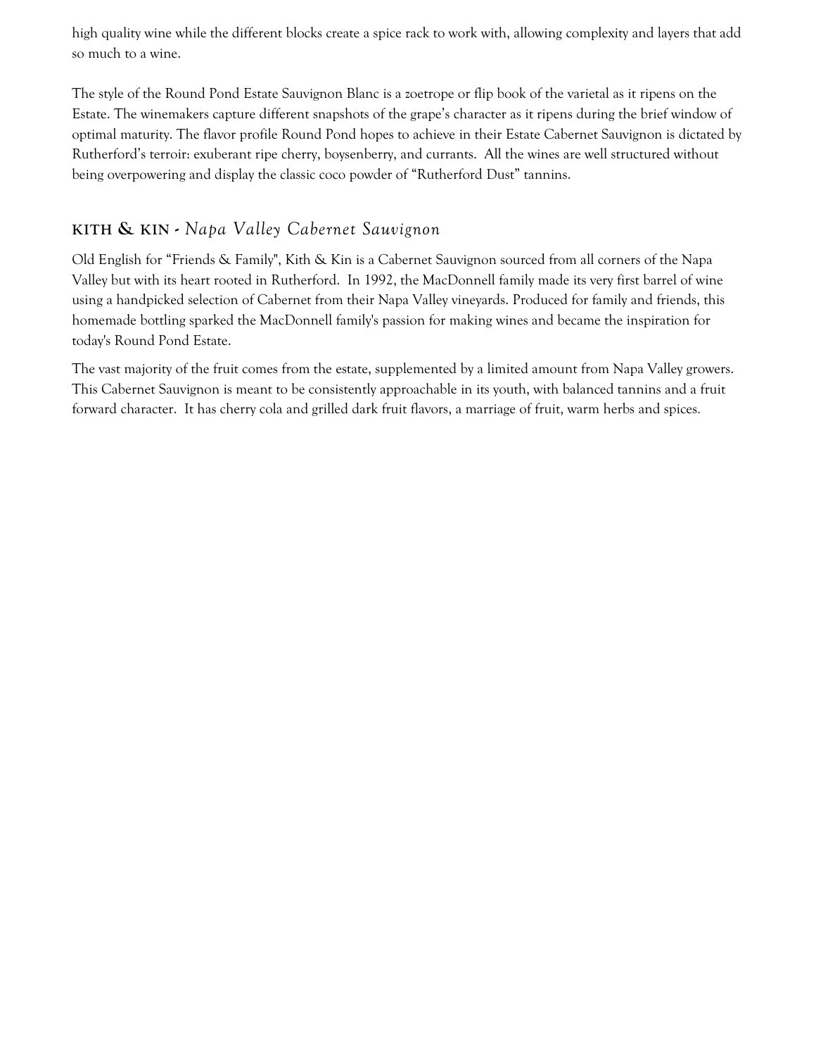high quality wine while the different blocks create a spice rack to work with, allowing complexity and layers that add so much to a wine.

The style of the Round Pond Estate Sauvignon Blanc is a zoetrope or flip book of the varietal as it ripens on the Estate. The winemakers capture different snapshots of the grape's character as it ripens during the brief window of optimal maturity. The flavor profile Round Pond hopes to achieve in their Estate Cabernet Sauvignon is dictated by Rutherford's terroir: exuberant ripe cherry, boysenberry, and currants.  All the wines are well structured without being overpowering and display the classic coco powder of "Rutherford Dust" tannins.

## KITH & KIN - *Napa Valley Cabernet Sauvignon*

Old English for "Friends & Family", Kith & Kin is a Cabernet Sauvignon sourced from all corners of the Napa Valley but with its heart rooted in Rutherford.  In 1992, the MacDonnell family made its very first barrel of wine using a handpicked selection of Cabernet from their Napa Valley vineyards. Produced for family and friends, this homemade bottling sparked the MacDonnell family's passion for making wines and became the inspiration for today's Round Pond Estate.

The vast majority of the fruit comes from the estate, supplemented by a limited amount from Napa Valley growers. This Cabernet Sauvignon is meant to be consistently approachable in its youth, with balanced tannins and a fruit forward character.  It has cherry cola and grilled dark fruit flavors, a marriage of fruit, warm herbs and spices.